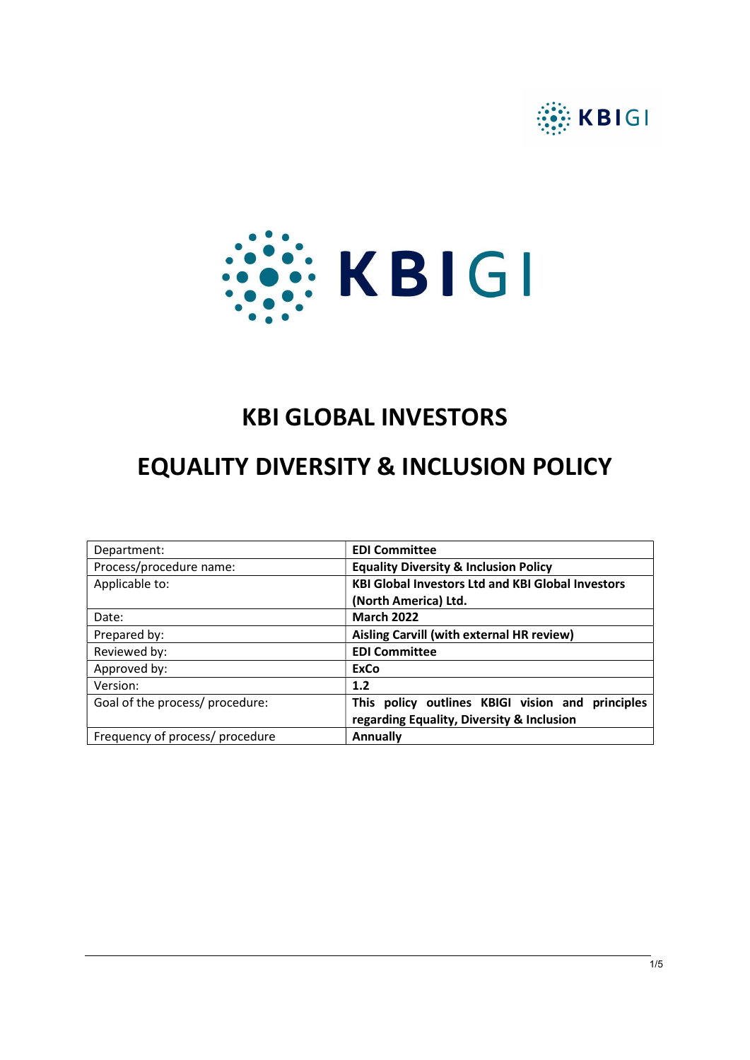# KBI GLOBAL INVESTORS

# EQUALITY DIVERSITY & INCLUSION POLICY

| | |
|---|---|
| Department: | **EDI Committee** |
| Process/procedure name: | **Equality Diversity & Inclusion Policy** |
| Applicable to: | **KBI Global Investors Ltd and KBI Global Investors (North America) Ltd.** |
| Date: | **March 2022** |
| Prepared by: | **Aisling Carvill (with external HR review)** |
| Reviewed by: | **EDI Committee** |
| Approved by: | **ExCo** |
| Version: | **1.2** |
| Goal of the process/ procedure: | **This policy outlines KBIGI vision and principles regarding Equality, Diversity & Inclusion** |
| Frequency of process/ procedure | **Annually** |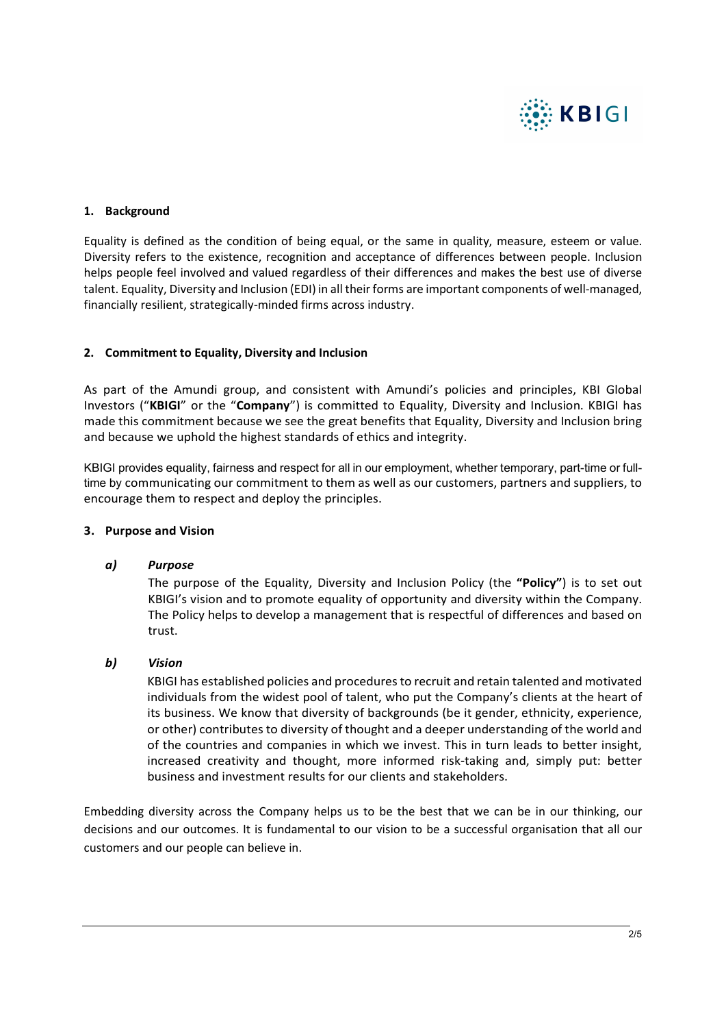## 1. Background

Equality is defined as the condition of being equal, or the same in quality, measure, esteem or value. Diversity refers to the existence, recognition and acceptance of differences between people. Inclusion helps people feel involved and valued regardless of their differences and makes the best use of diverse talent. Equality, Diversity and Inclusion (EDI) in all their forms are important components of well-managed, financially resilient, strategically-minded firms across industry.

## 2. Commitment to Equality, Diversity and Inclusion

As part of the Amundi group, and consistent with Amundi's policies and principles, KBI Global Investors ("**KBIGI**" or the "**Company**") is committed to Equality, Diversity and Inclusion. KBIGI has made this commitment because we see the great benefits that Equality, Diversity and Inclusion bring and because we uphold the highest standards of ethics and integrity.

KBIGI provides equality, fairness and respect for all in our employment, whether temporary, part-time or full-time by communicating our commitment to them as well as our customers, partners and suppliers, to encourage them to respect and deploy the principles.

## 3. Purpose and Vision

### *a) Purpose*

The purpose of the Equality, Diversity and Inclusion Policy (the **"Policy"**) is to set out KBIGI's vision and to promote equality of opportunity and diversity within the Company. The Policy helps to develop a management that is respectful of differences and based on trust.

### *b) Vision*

KBIGI has established policies and procedures to recruit and retain talented and motivated individuals from the widest pool of talent, who put the Company's clients at the heart of its business. We know that diversity of backgrounds (be it gender, ethnicity, experience, or other) contributes to diversity of thought and a deeper understanding of the world and of the countries and companies in which we invest. This in turn leads to better insight, increased creativity and thought, more informed risk-taking and, simply put: better business and investment results for our clients and stakeholders.

Embedding diversity across the Company helps us to be the best that we can be in our thinking, our decisions and our outcomes. It is fundamental to our vision to be a successful organisation that all our customers and our people can believe in.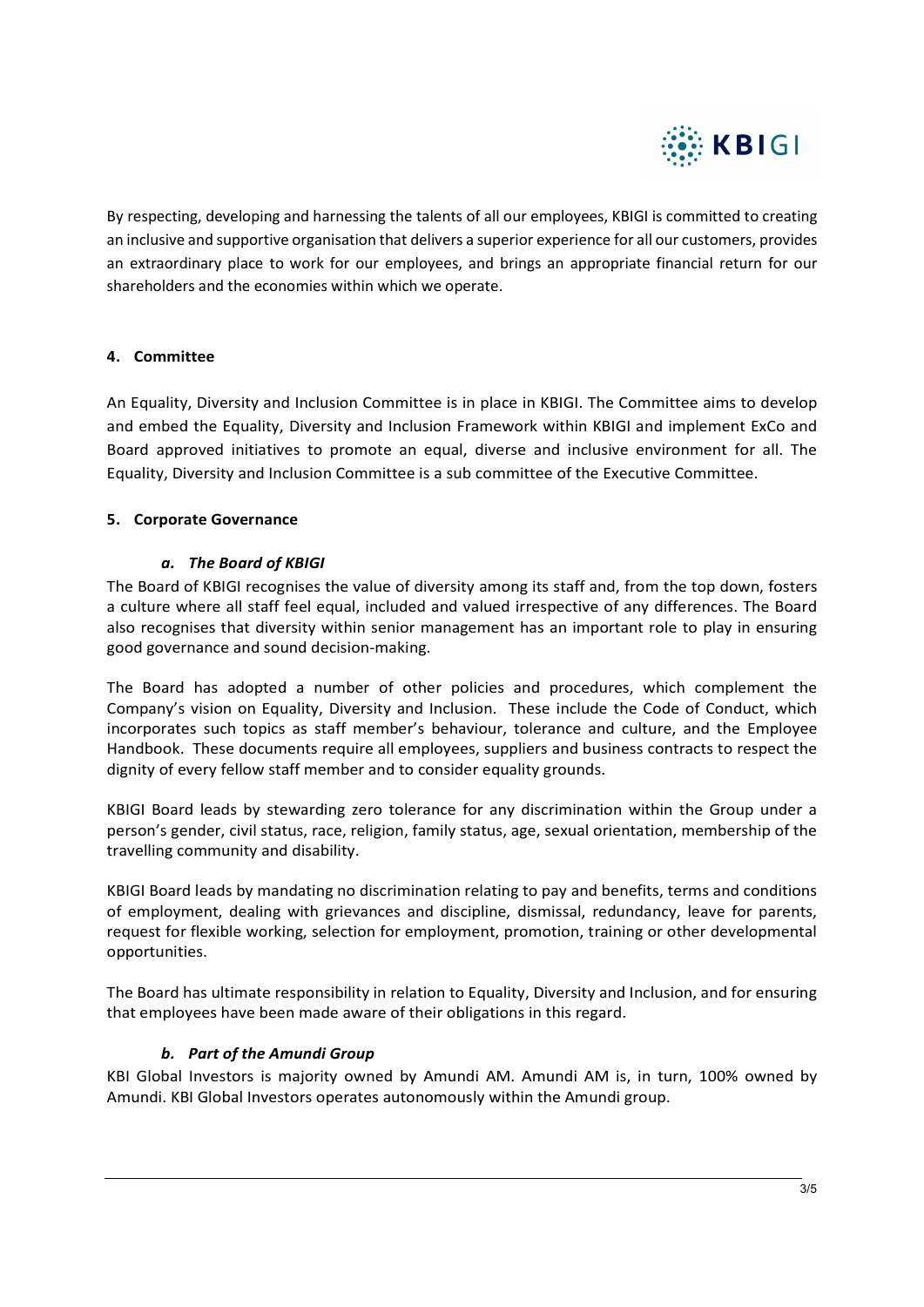By respecting, developing and harnessing the talents of all our employees, KBIGI is committed to creating an inclusive and supportive organisation that delivers a superior experience for all our customers, provides an extraordinary place to work for our employees, and brings an appropriate financial return for our shareholders and the economies within which we operate.

## 4. Committee

An Equality, Diversity and Inclusion Committee is in place in KBIGI. The Committee aims to develop and embed the Equality, Diversity and Inclusion Framework within KBIGI and implement ExCo and Board approved initiatives to promote an equal, diverse and inclusive environment for all. The Equality, Diversity and Inclusion Committee is a sub committee of the Executive Committee.

## 5. Corporate Governance

### *a. The Board of KBIGI*

The Board of KBIGI recognises the value of diversity among its staff and, from the top down, fosters a culture where all staff feel equal, included and valued irrespective of any differences. The Board also recognises that diversity within senior management has an important role to play in ensuring good governance and sound decision-making.

The Board has adopted a number of other policies and procedures, which complement the Company's vision on Equality, Diversity and Inclusion. These include the Code of Conduct, which incorporates such topics as staff member's behaviour, tolerance and culture, and the Employee Handbook. These documents require all employees, suppliers and business contracts to respect the dignity of every fellow staff member and to consider equality grounds.

KBIGI Board leads by stewarding zero tolerance for any discrimination within the Group under a person's gender, civil status, race, religion, family status, age, sexual orientation, membership of the travelling community and disability.

KBIGI Board leads by mandating no discrimination relating to pay and benefits, terms and conditions of employment, dealing with grievances and discipline, dismissal, redundancy, leave for parents, request for flexible working, selection for employment, promotion, training or other developmental opportunities.

The Board has ultimate responsibility in relation to Equality, Diversity and Inclusion, and for ensuring that employees have been made aware of their obligations in this regard.

### *b. Part of the Amundi Group*

KBI Global Investors is majority owned by Amundi AM. Amundi AM is, in turn, 100% owned by Amundi. KBI Global Investors operates autonomously within the Amundi group.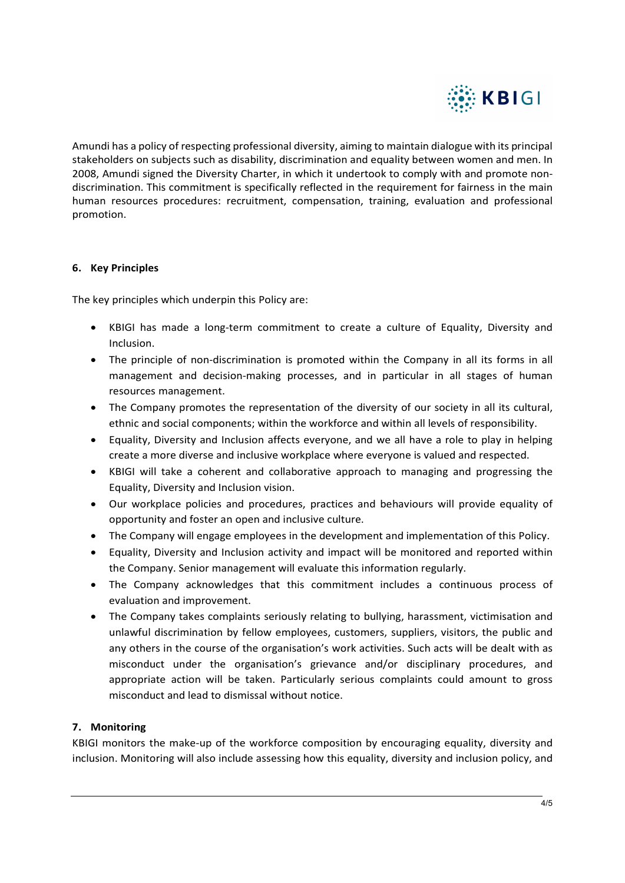Amundi has a policy of respecting professional diversity, aiming to maintain dialogue with its principal stakeholders on subjects such as disability, discrimination and equality between women and men. In 2008, Amundi signed the Diversity Charter, in which it undertook to comply with and promote non-discrimination. This commitment is specifically reflected in the requirement for fairness in the main human resources procedures: recruitment, compensation, training, evaluation and professional promotion.

## 6. Key Principles

The key principles which underpin this Policy are:

- KBIGI has made a long-term commitment to create a culture of Equality, Diversity and Inclusion.
- The principle of non-discrimination is promoted within the Company in all its forms in all management and decision-making processes, and in particular in all stages of human resources management.
- The Company promotes the representation of the diversity of our society in all its cultural, ethnic and social components; within the workforce and within all levels of responsibility.
- Equality, Diversity and Inclusion affects everyone, and we all have a role to play in helping create a more diverse and inclusive workplace where everyone is valued and respected.
- KBIGI will take a coherent and collaborative approach to managing and progressing the Equality, Diversity and Inclusion vision.
- Our workplace policies and procedures, practices and behaviours will provide equality of opportunity and foster an open and inclusive culture.
- The Company will engage employees in the development and implementation of this Policy.
- Equality, Diversity and Inclusion activity and impact will be monitored and reported within the Company. Senior management will evaluate this information regularly.
- The Company acknowledges that this commitment includes a continuous process of evaluation and improvement.
- The Company takes complaints seriously relating to bullying, harassment, victimisation and unlawful discrimination by fellow employees, customers, suppliers, visitors, the public and any others in the course of the organisation's work activities. Such acts will be dealt with as misconduct under the organisation's grievance and/or disciplinary procedures, and appropriate action will be taken. Particularly serious complaints could amount to gross misconduct and lead to dismissal without notice.

## 7. Monitoring

KBIGI monitors the make-up of the workforce composition by encouraging equality, diversity and inclusion. Monitoring will also include assessing how this equality, diversity and inclusion policy, and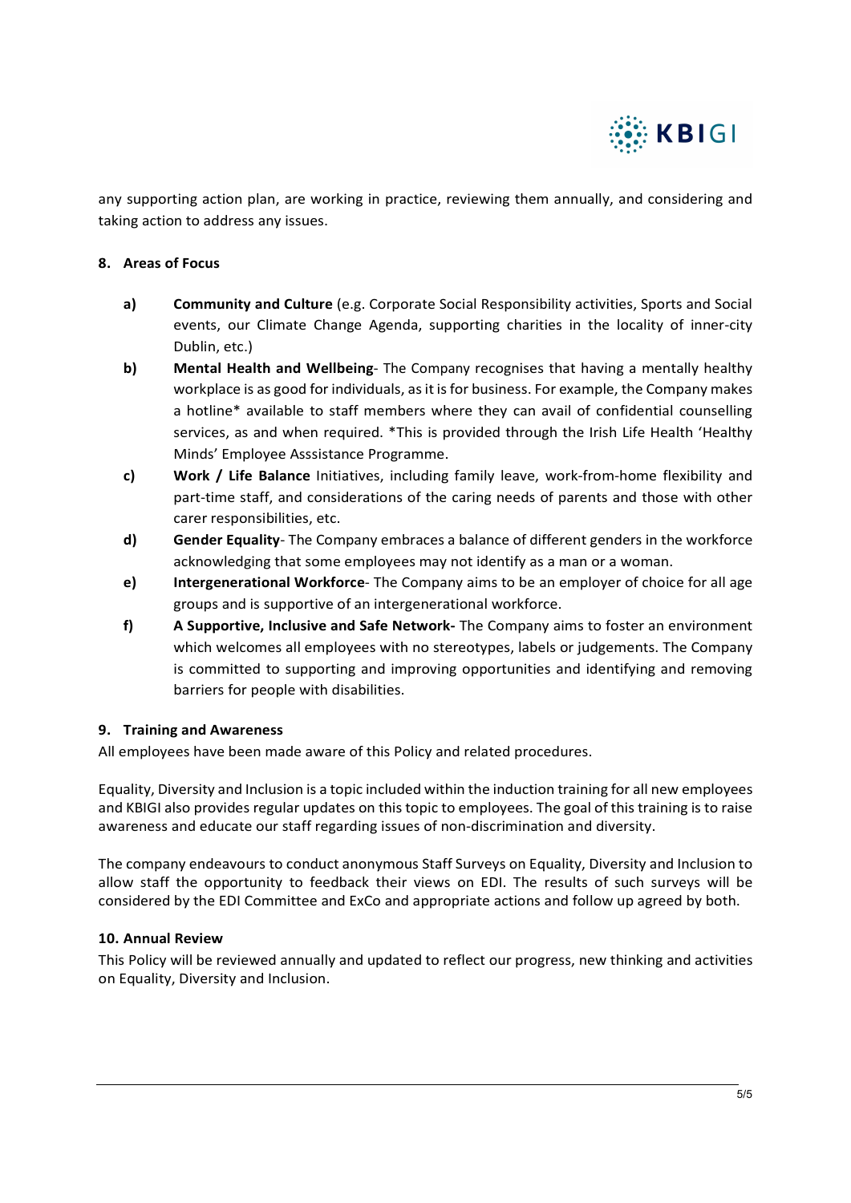any supporting action plan, are working in practice, reviewing them annually, and considering and taking action to address any issues.

## 8. Areas of Focus

a) **Community and Culture** (e.g. Corporate Social Responsibility activities, Sports and Social events, our Climate Change Agenda, supporting charities in the locality of inner-city Dublin, etc.)

b) **Mental Health and Wellbeing**- The Company recognises that having a mentally healthy workplace is as good for individuals, as it is for business. For example, the Company makes a hotline* available to staff members where they can avail of confidential counselling services, as and when required. *This is provided through the Irish Life Health 'Healthy Minds' Employee Asssistance Programme.

c) **Work / Life Balance** Initiatives, including family leave, work-from-home flexibility and part-time staff, and considerations of the caring needs of parents and those with other carer responsibilities, etc.

d) **Gender Equality**- The Company embraces a balance of different genders in the workforce acknowledging that some employees may not identify as a man or a woman.

e) **Intergenerational Workforce**- The Company aims to be an employer of choice for all age groups and is supportive of an intergenerational workforce.

f) **A Supportive, Inclusive and Safe Network-** The Company aims to foster an environment which welcomes all employees with no stereotypes, labels or judgements. The Company is committed to supporting and improving opportunities and identifying and removing barriers for people with disabilities.

## 9. Training and Awareness

All employees have been made aware of this Policy and related procedures.

Equality, Diversity and Inclusion is a topic included within the induction training for all new employees and KBIGI also provides regular updates on this topic to employees. The goal of this training is to raise awareness and educate our staff regarding issues of non-discrimination and diversity.

The company endeavours to conduct anonymous Staff Surveys on Equality, Diversity and Inclusion to allow staff the opportunity to feedback their views on EDI. The results of such surveys will be considered by the EDI Committee and ExCo and appropriate actions and follow up agreed by both.

## 10. Annual Review

This Policy will be reviewed annually and updated to reflect our progress, new thinking and activities on Equality, Diversity and Inclusion.